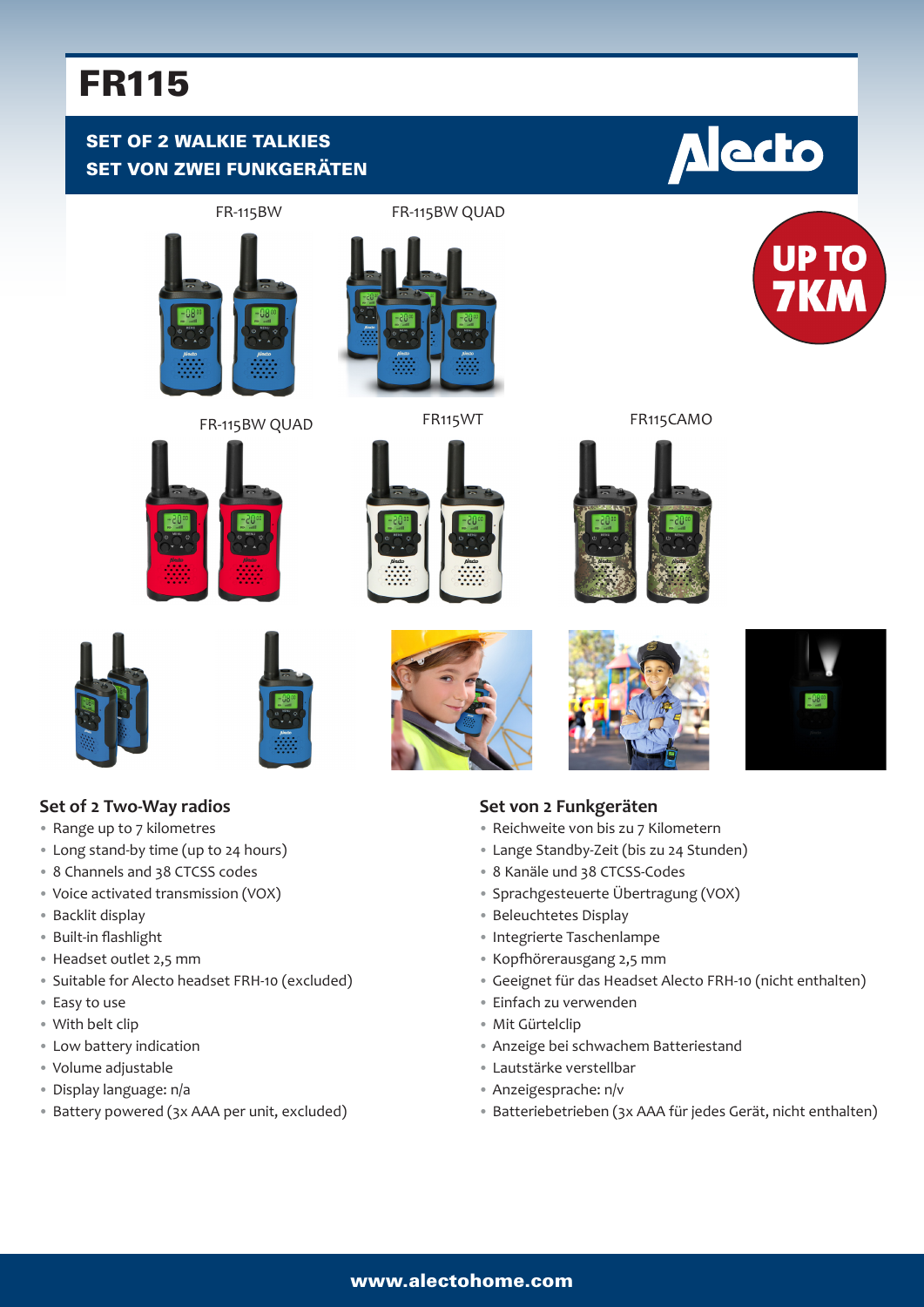# FR115

## SET OF 2 WALKIE TALKIES
## SET VON ZWEI FUNKGERÄTEN

FR-115BW

FR-115BW QUAD

UP TO 7KM

FR-115BW QUAD

FR115WT

FR115CAMO

### Set of 2 Two-Way radios

- Range up to 7 kilometres
- Long stand-by time (up to 24 hours)
- 8 Channels and 38 CTCSS codes
- Voice activated transmission (VOX)
- Backlit display
- Built-in flashlight
- Headset outlet 2,5 mm
- Suitable for Alecto headset FRH-10 (excluded)
- Easy to use
- With belt clip
- Low battery indication
- Volume adjustable
- Display language: n/a
- Battery powered (3x AAA per unit, excluded)

### Set von 2 Funkgeräten

- Reichweite von bis zu 7 Kilometern
- Lange Standby-Zeit (bis zu 24 Stunden)
- 8 Kanäle und 38 CTCSS-Codes
- Sprachgesteuerte Übertragung (VOX)
- Beleuchtetes Display
- Integrierte Taschenlampe
- Kopfhörerausgang 2,5 mm
- Geeignet für das Headset Alecto FRH-10 (nicht enthalten)
- Einfach zu verwenden
- Mit Gürtelclip
- Anzeige bei schwachem Batteriestand
- Lautstärke verstellbar
- Anzeigesprache: n/v
- Batteriebetrieben (3x AAA für jedes Gerät, nicht enthalten)

www.alectohome.com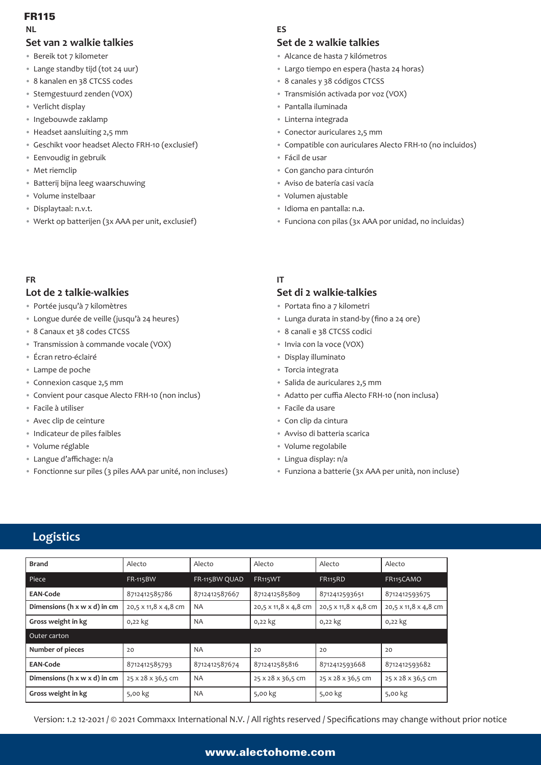# FR115

## NL

### Set van 2 walkie talkies

- Bereik tot 7 kilometer
- Lange standby tijd (tot 24 uur)
- 8 kanalen en 38 CTCSS codes
- Stemgestuurd zenden (VOX)
- Verlicht display
- Ingebouwde zaklamp
- Headset aansluiting 2,5 mm
- Geschikt voor headset Alecto FRH-10 (exclusief)
- Eenvoudig in gebruik
- Met riemclip
- Batterij bijna leeg waarschuwing
- Volume instelbaar
- Displaytaal: n.v.t.
- Werkt op batterijen (3x AAA per unit, exclusief)

## ES

### Set de 2 walkie talkies

- Alcance de hasta 7 kilómetros
- Largo tiempo en espera (hasta 24 horas)
- 8 canales y 38 códigos CTCSS
- Transmisión activada por voz (VOX)
- Pantalla iluminada
- Linterna integrada
- Conector auriculares 2,5 mm
- Compatible con auriculares Alecto FRH-10 (no incluidos)
- Fácil de usar
- Con gancho para cinturón
- Aviso de batería casi vacía
- Volumen ajustable
- Idioma en pantalla: n.a.
- Funciona con pilas (3x AAA por unidad, no incluidas)

## FR

### Lot de 2 talkie-walkies

- Portée jusqu'à 7 kilomètres
- Longue durée de veille (jusqu'à 24 heures)
- 8 Canaux et 38 codes CTCSS
- Transmission à commande vocale (VOX)
- Écran retro-éclairé
- Lampe de poche
- Connexion casque 2,5 mm
- Convient pour casque Alecto FRH-10 (non inclus)
- Facile à utiliser
- Avec clip de ceinture
- Indicateur de piles faibles
- Volume réglable
- Langue d'affichage: n/a
- Fonctionne sur piles (3 piles AAA par unité, non incluses)

## IT

### Set di 2 walkie-talkies

- Portata fino a 7 kilometri
- Lunga durata in stand-by (fino a 24 ore)
- 8 canali e 38 CTCSS codici
- Invia con la voce (VOX)
- Display illuminato
- Torcia integrata
- Salida de auriculares 2,5 mm
- Adatto per cuffia Alecto FRH-10 (non inclusa)
- Facile da usare
- Con clip da cintura
- Avviso di batteria scarica
- Volume regolabile
- Lingua display: n/a
- Funziona a batterie (3x AAA per unità, non incluse)

## Logistics

| Brand | Alecto | Alecto | Alecto | Alecto | Alecto |
|---|---|---|---|---|---|
| Piece | FR-115BW | FR-115BW QUAD | FR115WT | FR115RD | FR115CAMO |
| **EAN-Code** | 8712412585786 | 8712412587667 | 8712412585809 | 8712412593651 | 8712412593675 |
| **Dimensions (h x w x d) in cm** | 20,5 x 11,8 x 4,8 cm | NA | 20,5 x 11,8 x 4,8 cm | 20,5 x 11,8 x 4,8 cm | 20,5 x 11,8 x 4,8 cm |
| **Gross weight in kg** | 0,22 kg | NA | 0,22 kg | 0,22 kg | 0,22 kg |
| Outer carton | | | | | |
| **Number of pieces** | 20 | NA | 20 | 20 | 20 |
| **EAN-Code** | 8712412585793 | 8712412587674 | 8712412585816 | 8712412593668 | 8712412593682 |
| **Dimensions (h x w x d) in cm** | 25 x 28 x 36,5 cm | NA | 25 x 28 x 36,5 cm | 25 x 28 x 36,5 cm | 25 x 28 x 36,5 cm |
| **Gross weight in kg** | 5,00 kg | NA | 5,00 kg | 5,00 kg | 5,00 kg |

Version: 1.2 12-2021 / © 2021 Commaxx International N.V. / All rights reserved / Specifications may change without prior notice

www.alectohome.com